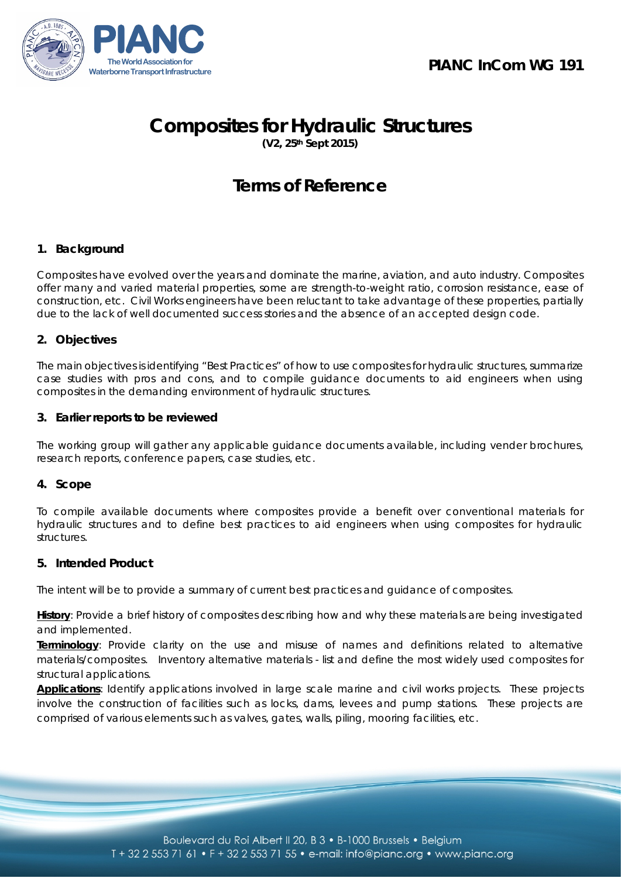PIANC InCom WG 191

# Composites for Hydraulic Structures

**(V2, 25th Sept 2015)**

# Terms of Reference

## 1. Background

Composites have evolved over the years and dominate the marine, aviation, and auto industry. Composites offer many and varied material properties, some are strength-to-weight ratio, corrosion resistance, ease of construction, etc. Civil Works engineers have been reluctant to take advantage of these properties, partially due to the lack of well documented success stories and the absence of an accepted design code.

## 2. Objectives

The main objectives is identifying "Best Practices" of how to use composites for hydraulic structures, summarize case studies with pros and cons, and to compile guidance documents to aid engineers when using composites in the demanding environment of hydraulic structures.

## 3. Earlier reports to be reviewed

The working group will gather any applicable guidance documents available, including vender brochures, research reports, conference papers, case studies, etc.

## 4. Scope

To compile available documents where composites provide a benefit over conventional materials for hydraulic structures and to define best practices to aid engineers when using composites for hydraulic structures.

## 5. Intended Product

The intent will be to provide a summary of current best practices and guidance of composites.

**History**: Provide a brief history of composites describing how and why these materials are being investigated and implemented.

**Terminology**: Provide clarity on the use and misuse of names and definitions related to alternative materials/composites. Inventory alternative materials - list and define the most widely used composites for structural applications.

**Applications**: Identify applications involved in large scale marine and civil works projects. These projects involve the construction of facilities such as locks, dams, levees and pump stations. These projects are comprised of various elements such as valves, gates, walls, piling, mooring facilities, etc.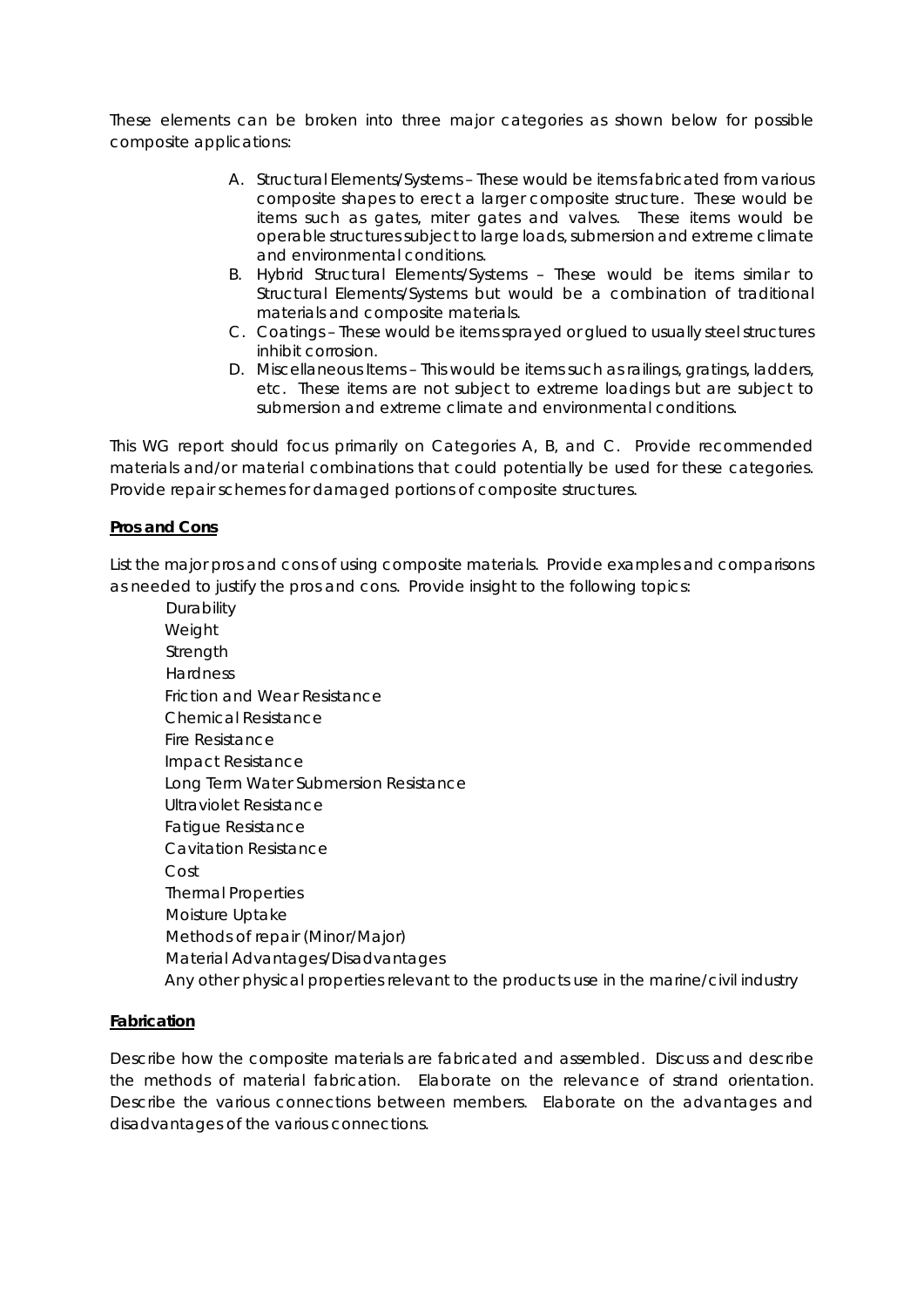These elements can be broken into three major categories as shown below for possible composite applications:

A. Structural Elements/Systems – These would be items fabricated from various composite shapes to erect a larger composite structure. These would be items such as gates, miter gates and valves. These items would be operable structures subject to large loads, submersion and extreme climate and environmental conditions.
B. Hybrid Structural Elements/Systems – These would be items similar to Structural Elements/Systems but would be a combination of traditional materials and composite materials.
C. Coatings – These would be items sprayed or glued to usually steel structures inhibit corrosion.
D. Miscellaneous Items – This would be items such as railings, gratings, ladders, etc. These items are not subject to extreme loadings but are subject to submersion and extreme climate and environmental conditions.

This WG report should focus primarily on Categories A, B, and C. Provide recommended materials and/or material combinations that could potentially be used for these categories. Provide repair schemes for damaged portions of composite structures.

**Pros and Cons**

List the major pros and cons of using composite materials. Provide examples and comparisons as needed to justify the pros and cons. Provide insight to the following topics:

- Durability
- Weight
- Strength
- Hardness
- Friction and Wear Resistance
- Chemical Resistance
- Fire Resistance
- Impact Resistance
- Long Term Water Submersion Resistance
- Ultraviolet Resistance
- Fatigue Resistance
- Cavitation Resistance
- Cost
- Thermal Properties
- Moisture Uptake
- Methods of repair (Minor/Major)
- Material Advantages/Disadvantages
- Any other physical properties relevant to the products use in the marine/civil industry

**Fabrication**

Describe how the composite materials are fabricated and assembled. Discuss and describe the methods of material fabrication. Elaborate on the relevance of strand orientation. Describe the various connections between members. Elaborate on the advantages and disadvantages of the various connections.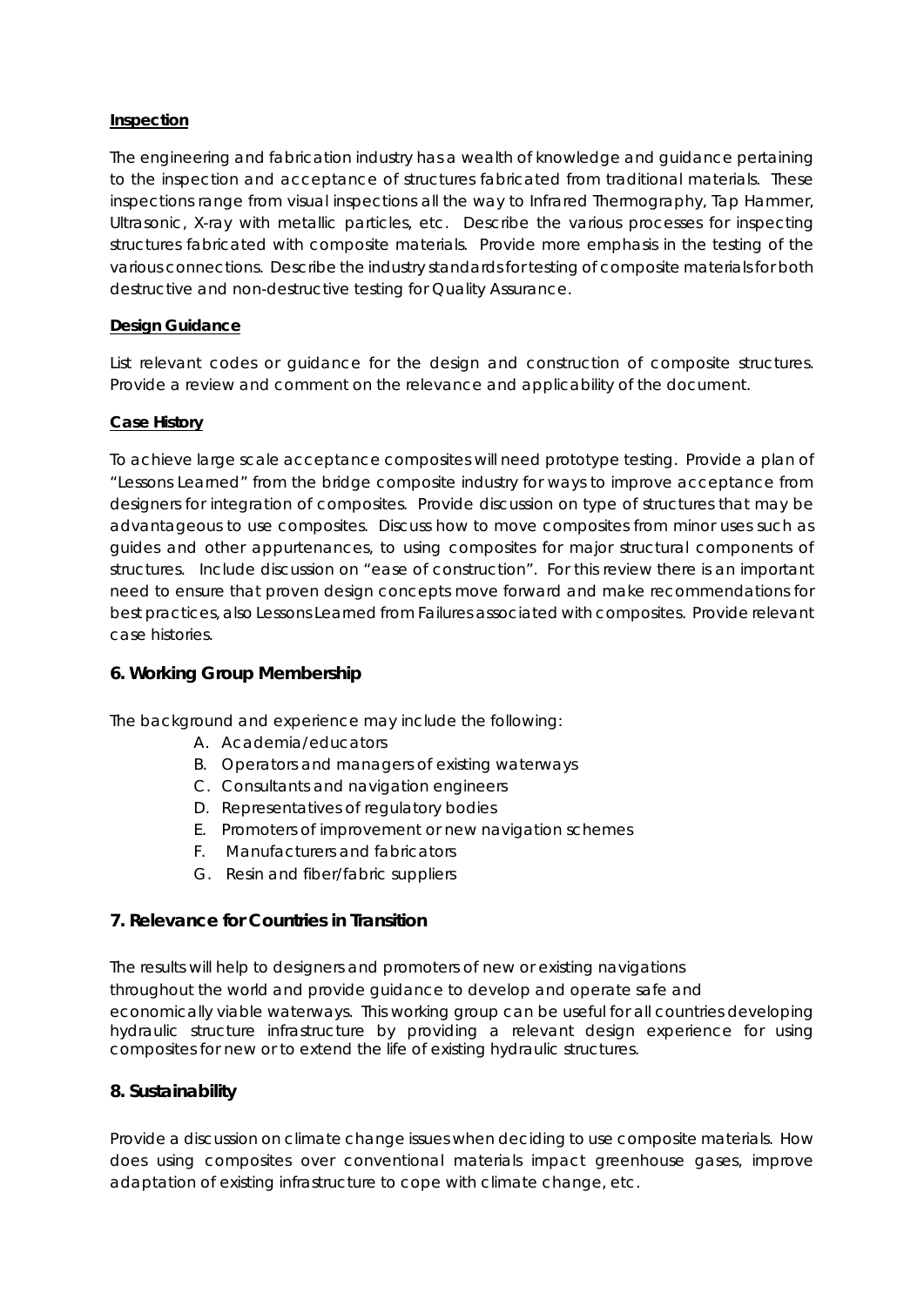**Inspection**

The engineering and fabrication industry has a wealth of knowledge and guidance pertaining to the inspection and acceptance of structures fabricated from traditional materials. These inspections range from visual inspections all the way to Infrared Thermography, Tap Hammer, Ultrasonic, X-ray with metallic particles, etc. Describe the various processes for inspecting structures fabricated with composite materials. Provide more emphasis in the testing of the various connections. Describe the industry standards for testing of composite materials for both destructive and non-destructive testing for Quality Assurance.

**Design Guidance**

List relevant codes or guidance for the design and construction of composite structures. Provide a review and comment on the relevance and applicability of the document.

**Case History**

To achieve large scale acceptance composites will need prototype testing. Provide a plan of "Lessons Learned" from the bridge composite industry for ways to improve acceptance from designers for integration of composites. Provide discussion on type of structures that may be advantageous to use composites. Discuss how to move composites from minor uses such as guides and other appurtenances, to using composites for major structural components of structures. Include discussion on "ease of construction". For this review there is an important need to ensure that proven design concepts move forward and make recommendations for best practices, also Lessons Learned from Failures associated with composites. Provide relevant case histories.

## 6. Working Group Membership

The background and experience may include the following:

A. Academia/educators
B. Operators and managers of existing waterways
C. Consultants and navigation engineers
D. Representatives of regulatory bodies
E. Promoters of improvement or new navigation schemes
F. Manufacturers and fabricators
G. Resin and fiber/fabric suppliers

## 7. Relevance for Countries in Transition

The results will help to designers and promoters of new or existing navigations throughout the world and provide guidance to develop and operate safe and economically viable waterways. This working group can be useful for all countries developing hydraulic structure infrastructure by providing a relevant design experience for using composites for new or to extend the life of existing hydraulic structures.

## 8. Sustainability

Provide a discussion on climate change issues when deciding to use composite materials. How does using composites over conventional materials impact greenhouse gases, improve adaptation of existing infrastructure to cope with climate change, etc.